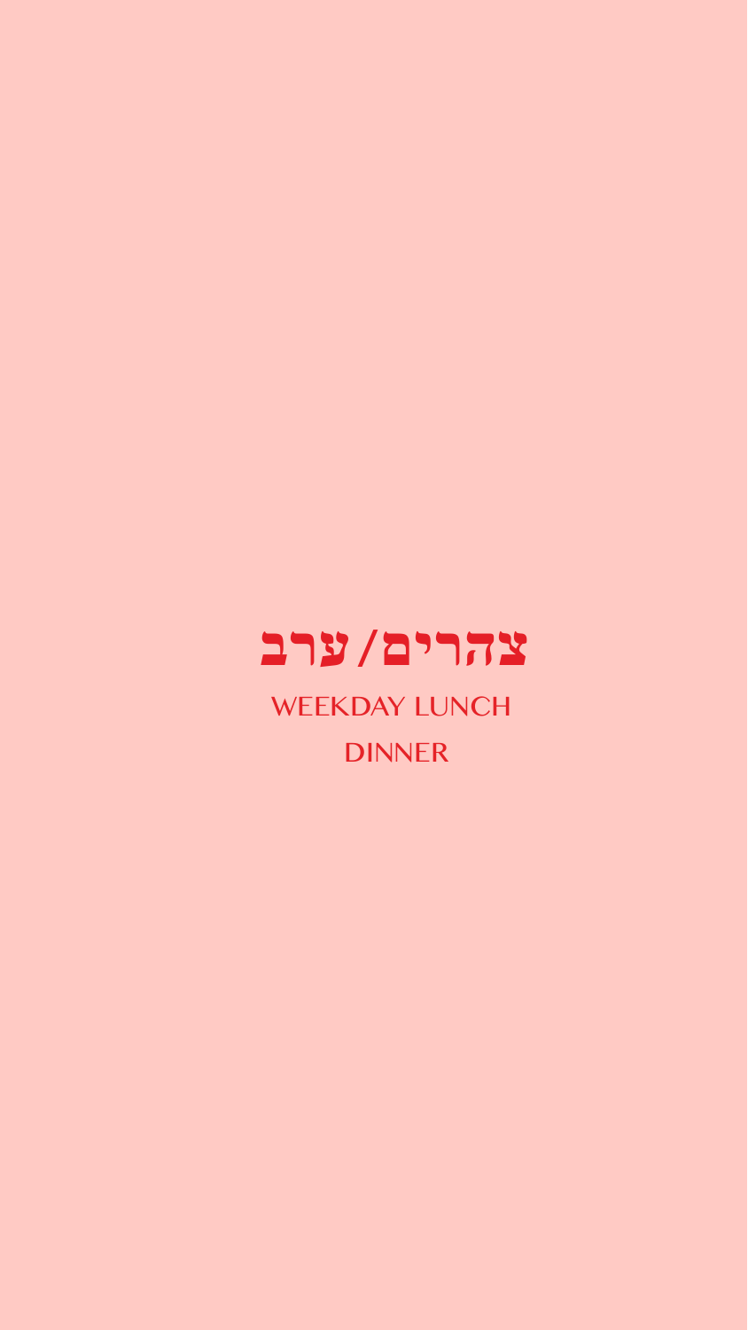# צהרים/ערב

WEEKDAY LUNCH

DINNER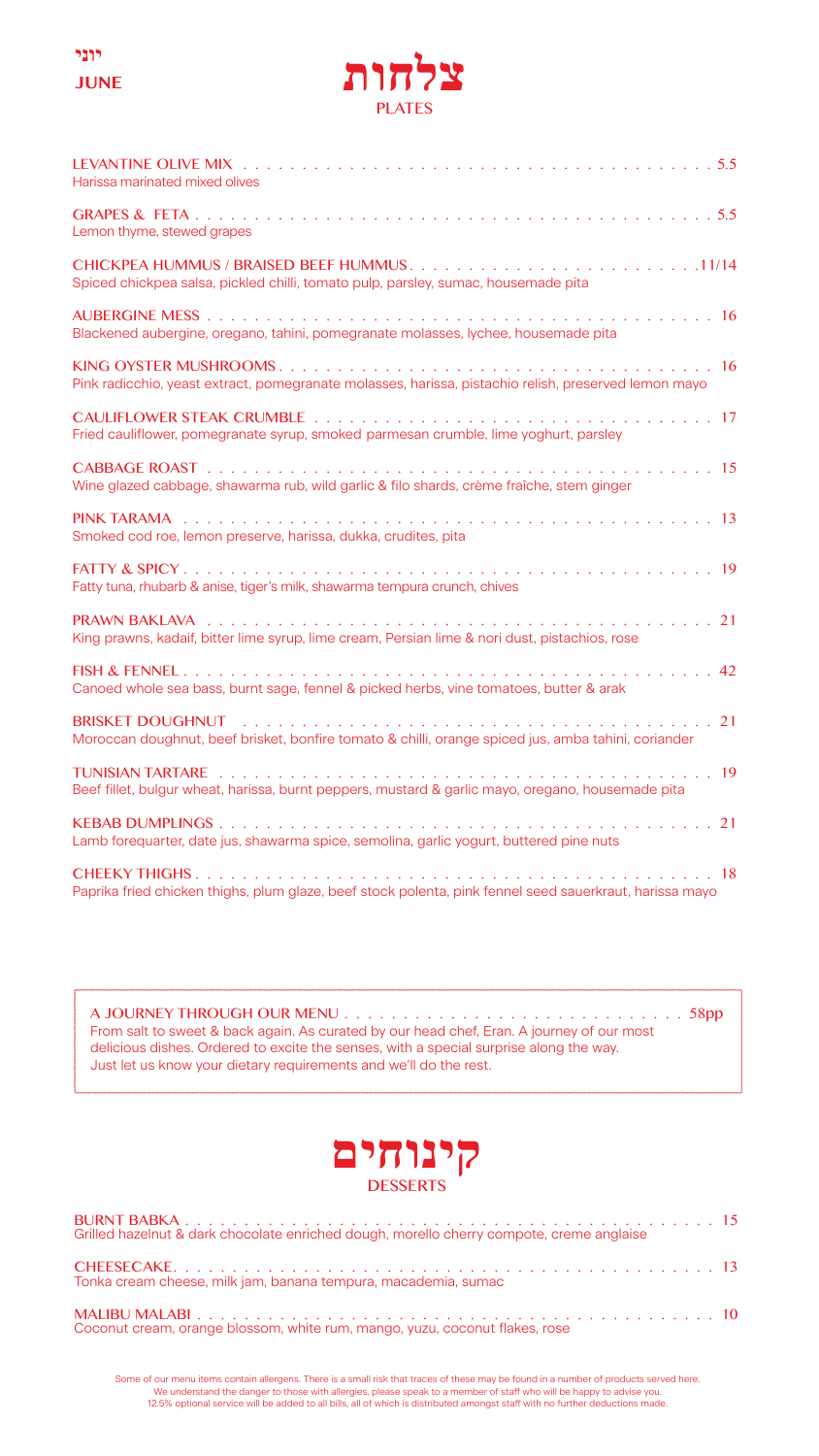יוני
JUNE

# צלחות
## PLATES

**LEVANTINE OLIVE MIX** . . . . . 5.5
Harissa marinated mixed olives

**GRAPES & FETA** . . . . . 5.5
Lemon thyme, stewed grapes

**CHICKPEA HUMMUS / BRAISED BEEF HUMMUS** . . . . . 11/14
Spiced chickpea salsa, pickled chilli, tomato pulp, parsley, sumac, housemade pita

**AUBERGINE MESS** . . . . . 16
Blackened aubergine, oregano, tahini, pomegranate molasses, lychee, housemade pita

**KING OYSTER MUSHROOMS** . . . . . 16
Pink radicchio, yeast extract, pomegranate molasses, harissa, pistachio relish, preserved lemon mayo

**CAULIFLOWER STEAK CRUMBLE** . . . . . 17
Fried cauliflower, pomegranate syrup, smoked parmesan crumble, lime yoghurt, parsley

**CABBAGE ROAST** . . . . . 15
Wine glazed cabbage, shawarma rub, wild garlic & filo shards, crème fraîche, stem ginger

**PINK TARAMA** . . . . . 13
Smoked cod roe, lemon preserve, harissa, dukka, crudites, pita

**FATTY & SPICY** . . . . . 19
Fatty tuna, rhubarb & anise, tiger's milk, shawarma tempura crunch, chives

**PRAWN BAKLAVA** . . . . . 21
King prawns, kadaif, bitter lime syrup, lime cream, Persian lime & nori dust, pistachios, rose

**FISH & FENNEL** . . . . . 42
Canoed whole sea bass, burnt sage, fennel & picked herbs, vine tomatoes, butter & arak

**BRISKET DOUGHNUT** . . . . . 21
Moroccan doughnut, beef brisket, bonfire tomato & chilli, orange spiced jus, amba tahini, coriander

**TUNISIAN TARTARE** . . . . . 19
Beef fillet, bulgur wheat, harissa, burnt peppers, mustard & garlic mayo, oregano, housemade pita

**KEBAB DUMPLINGS** . . . . . 21
Lamb forequarter, date jus, shawarma spice, semolina, garlic yogurt, buttered pine nuts

**CHEEKY THIGHS** . . . . . 18
Paprika fried chicken thighs, plum glaze, beef stock polenta, pink fennel seed sauerkraut, harissa mayo

---

**A JOURNEY THROUGH OUR MENU** . . . . . 58pp
From salt to sweet & back again. As curated by our head chef, Eran. A journey of our most delicious dishes. Ordered to excite the senses, with a special surprise along the way. Just let us know your dietary requirements and we'll do the rest.

---

# קינוחים
## DESSERTS

**BURNT BABKA** . . . . . 15
Grilled hazelnut & dark chocolate enriched dough, morello cherry compote, creme anglaise

**CHEESECAKE** . . . . . 13
Tonka cream cheese, milk jam, banana tempura, macademia, sumac

**MALIBU MALABI** . . . . . 10
Coconut cream, orange blossom, white rum, mango, yuzu, coconut flakes, rose

Some of our menu items contain allergens. There is a small risk that traces of these may be found in a number of products served here. We understand the danger to those with allergies, please speak to a member of staff who will be happy to advise you. 12.5% optional service will be added to all bills, all of which is distributed amongst staff with no further deductions made.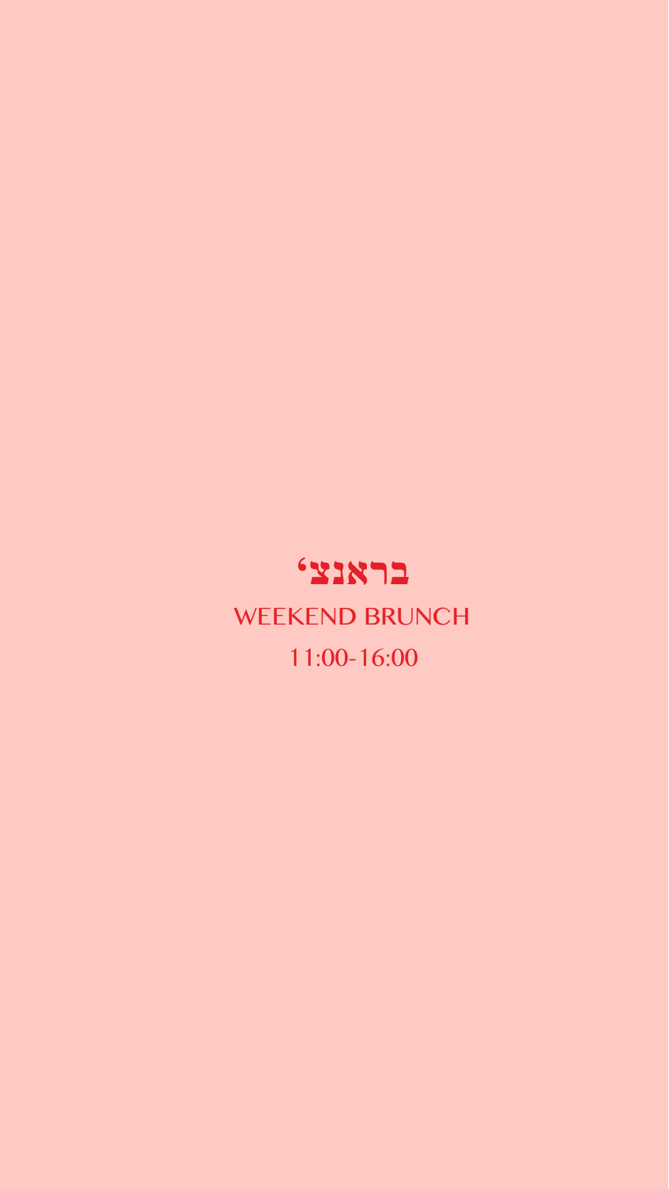# בראנצ'

WEEKEND BRUNCH

11:00-16:00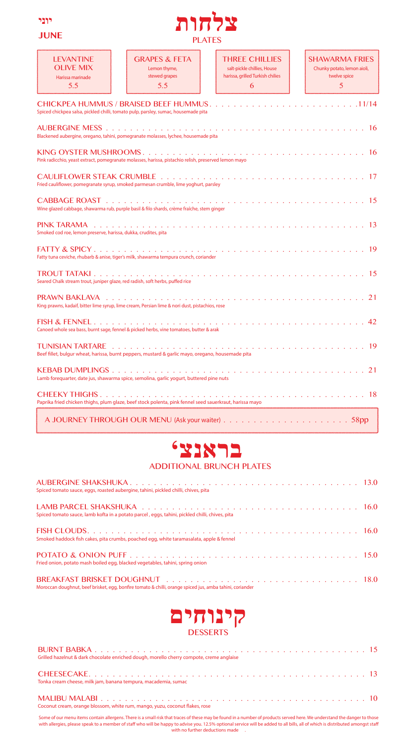יוני

JUNE

# צלחות

## PLATES

| LEVANTINE OLIVE MIX | GRAPES & FETA | THREE CHILLIES | SHAWARMA FRIES |
|---|---|---|---|
| Harissa marinade | Lemon thyme, stewed grapes | salt-pickle chillies, House harissa, grilled Turkish chilies | Chunky potato, lemon aioli, twelve spice |
| 5.5 | 5.5 | 6 | 5 |

**CHICKPEA HUMMUS / BRAISED BEEF HUMMUS** . . . . . . . . . . 11/14
Spiced chickpea salsa, pickled chilli, tomato pulp, parsley, sumac, housemade pita

**AUBERGINE MESS** . . . . . . . . . . 16
Blackened aubergine, oregano, tahini, pomegranate molasses, lychee, housemade pita

**KING OYSTER MUSHROOMS** . . . . . . . . . . 16
Pink radicchio, yeast extract, pomegranate molasses, harissa, pistachio relish, preserved lemon mayo

**CAULIFLOWER STEAK CRUMBLE** . . . . . . . . . . 17
Fried cauliflower, pomegranate syrup, smoked parmesan crumble, lime yoghurt, parsley

**CABBAGE ROAST** . . . . . . . . . . 15
Wine glazed cabbage, shawarma rub, purple basil & filo shards, crème fraîche, stem ginger

**PINK TARAMA** . . . . . . . . . . 13
Smoked cod roe, lemon preserve, harissa, dukka, crudites, pita

**FATTY & SPICY** . . . . . . . . . . 19
Fatty tuna ceviche, rhubarb & anise, tiger's milk, shawarma tempura crunch, coriander

**TROUT TATAKI** . . . . . . . . . . 15
Seared Chalk stream trout, juniper glaze, red radish, soft herbs, puffed rice

**PRAWN BAKLAVA** . . . . . . . . . . 21
King prawns, kadaif, bitter lime syrup, lime cream, Persian lime & nori dust, pistachios, rose

**FISH & FENNEL** . . . . . . . . . . 42
Canoed whole sea bass, burnt sage, fennel & picked herbs, vine tomatoes, butter & arak

**TUNISIAN TARTARE** . . . . . . . . . . 19
Beef fillet, bulgur wheat, harissa, burnt peppers, mustard & garlic mayo, oregano, housemade pita

**KEBAB DUMPLINGS** . . . . . . . . . . 21
Lamb forequarter, date jus, shawarma spice, semolina, garlic yogurt, buttered pine nuts

**CHEEKY THIGHS** . . . . . . . . . . 18
Paprika fried chicken thighs, plum glaze, beef stock polenta, pink fennel seed sauerkraut, harissa mayo

**A JOURNEY THROUGH OUR MENU** (Ask your waiter) . . . . . . . . . . 58pp

# בראנצ'

## ADDITIONAL BRUNCH PLATES

**AUBERGINE SHAKSHUKA** . . . . . . . . . . 13.0
Spiced tomato sauce, eggs, roasted aubergine, tahini, pickled chilli, chives, pita

**LAMB PARCEL SHAKSHUKA** . . . . . . . . . . 16.0
Spiced tomato sauce, lamb kofta in a potato parcel , eggs, tahini, pickled chilli, chives, pita

**FISH CLOUDS** . . . . . . . . . . 16.0
Smoked haddock fish cakes, pita crumbs, poached egg, white taramasalata, apple & fennel

**POTATO & ONION PUFF** . . . . . . . . . . 15.0
Fried onion, potato mash boiled egg, blacked vegetables, tahini, spring onion

**BREAKFAST BRISKET DOUGHNUT** . . . . . . . . . . 18.0
Moroccan doughnut, beef brisket, egg, bonfire tomato & chilli, orange spiced jus, amba tahini, coriander

# קינוחים

## DESSERTS

**BURNT BABKA** . . . . . . . . . . 15
Grilled hazelnut & dark chocolate enriched dough, morello cherry compote, creme anglaise

**CHEESECAKE** . . . . . . . . . . 13
Tonka cream cheese, milk jam, banana tempura, macademia, sumac

**MALIBU MALABI** . . . . . . . . . . 10
Coconut cream, orange blossom, white rum, mango, yuzu, coconut flakes, rose

Some of our menu items contain allergens. There is a small risk that traces of these may be found in a number of products served here. We understand the danger to those with allergies, please speak to a member of staff who will be happy to advise you. 12.5% optional service will be added to all bills, all of which is distributed amongst staff with no further deductions made .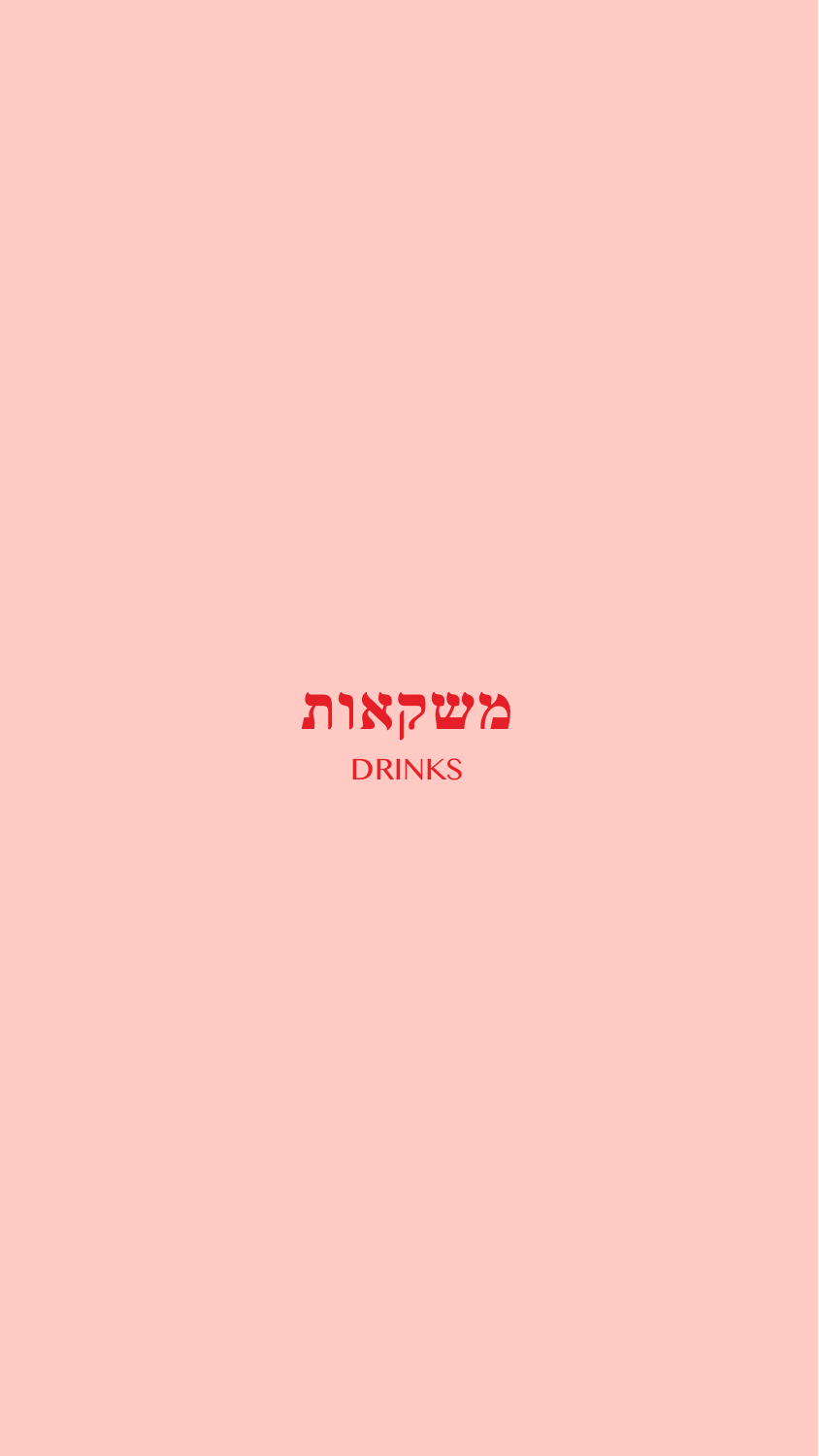# משקאות

## DRINKS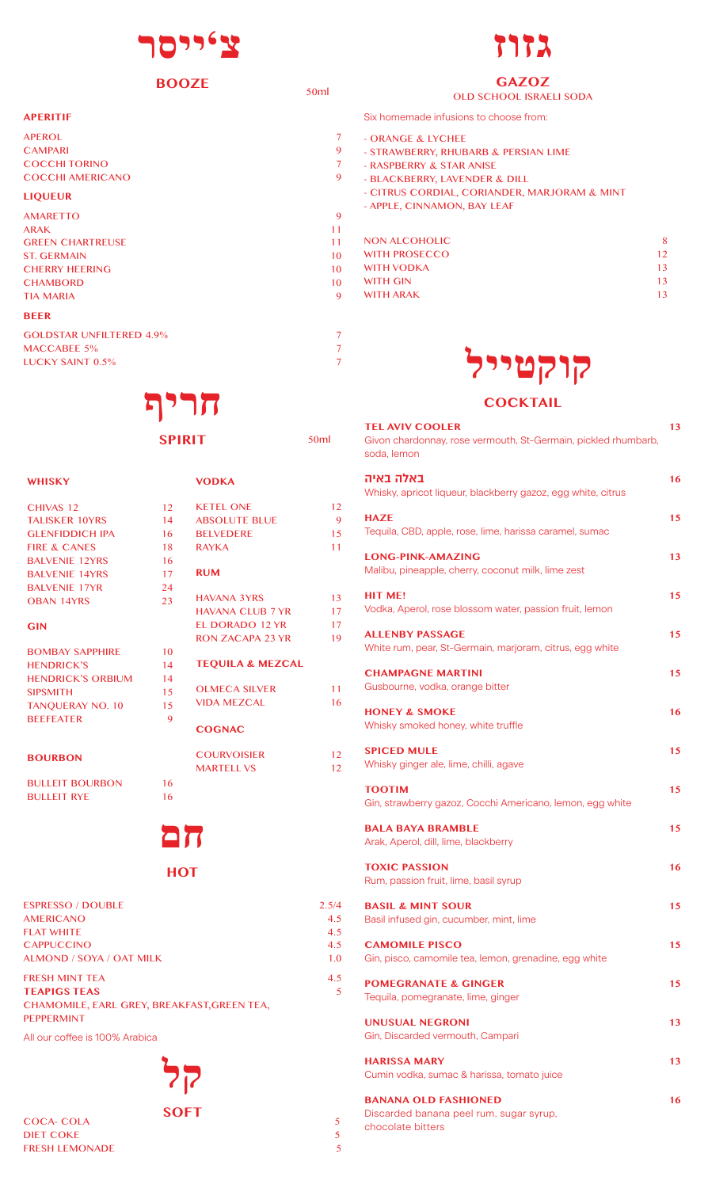# צ'ייסר

## BOOZE

50ml

### APERITIF

| Item | Price |
|---|---|
| APEROL | 7 |
| CAMPARI | 9 |
| COCCHI TORINO | 7 |
| COCCHI AMERICANO | 9 |

### LIQUEUR

| Item | Price |
|---|---|
| AMARETTO | 9 |
| ARAK | 11 |
| GREEN CHARTREUSE | 11 |
| ST. GERMAIN | 10 |
| CHERRY HEERING | 10 |
| CHAMBORD | 10 |
| TIA MARIA | 9 |

### BEER

| Item | Price |
|---|---|
| GOLDSTAR UNFILTERED 4.9% | 7 |
| MACCABEE 5% | 7 |
| LUCKY SAINT 0.5% | 7 |

# חריף

## SPIRIT

50ml

### WHISKY

| Item | Price |
|---|---|
| CHIVAS 12 | 12 |
| TALISKER 10YRS | 14 |
| GLENFIDDICH IPA | 16 |
| FIRE & CANES | 18 |
| BALVENIE 12YRS | 16 |
| BALVENIE 14YRS | 17 |
| BALVENIE 17YR | 24 |
| OBAN 14YRS | 23 |

### GIN

| Item | Price |
|---|---|
| BOMBAY SAPPHIRE | 10 |
| HENDRICK'S | 14 |
| HENDRICK'S ORBIUM | 14 |
| SIPSMITH | 15 |
| TANQUERAY NO. 10 | 15 |
| BEEFEATER | 9 |

### BOURBON

| Item | Price |
|---|---|
| BULLEIT BOURBON | 16 |
| BULLEIT RYE | 16 |

### VODKA

| Item | Price |
|---|---|
| KETEL ONE | 12 |
| ABSOLUTE BLUE | 9 |
| BELVEDERE | 15 |
| RAYKA | 11 |

### RUM

| Item | Price |
|---|---|
| HAVANA 3YRS | 13 |
| HAVANA CLUB 7 YR | 17 |
| EL DORADO 12 YR | 17 |
| RON ZACAPA 23 YR | 19 |

### TEQUILA & MEZCAL

| Item | Price |
|---|---|
| OLMECA SILVER | 11 |
| VIDA MEZCAL | 16 |

### COGNAC

| Item | Price |
|---|---|
| COURVOISIER | 12 |
| MARTELL VS | 12 |

# חם

## HOT

| Item | Price |
|---|---|
| ESPRESSO / DOUBLE | 2.5/4 |
| AMERICANO | 4.5 |
| FLAT WHITE | 4.5 |
| CAPPUCCINO | 4.5 |
| ALMOND / SOYA / OAT MILK | 1.0 |
| FRESH MINT TEA | 4.5 |
| **TEAPIGS TEAS** | 5 |

CHAMOMILE, EARL GREY, BREAKFAST,GREEN TEA, PEPPERMINT

All our coffee is 100% Arabica

# קל

## SOFT

| Item | Price |
|---|---|
| COCA- COLA | 5 |
| DIET COKE | 5 |
| FRESH LEMONADE | 5 |

# גזוז

## GAZOZ

OLD SCHOOL ISRAELI SODA

Six homemade infusions to choose from:

- ORANGE & LYCHEE
- STRAWBERRY, RHUBARB & PERSIAN LIME
- RASPBERRY & STAR ANISE
- BLACKBERRY, LAVENDER & DILL
- CITRUS CORDIAL, CORIANDER, MARJORAM & MINT
- APPLE, CINNAMON, BAY LEAF

| Item | Price |
|---|---|
| NON ALCOHOLIC | 8 |
| WITH PROSECCO | 12 |
| WITH VODKA | 13 |
| WITH GIN | 13 |
| WITH ARAK | 13 |

# קוקטייל

## COCKTAIL

**TEL AVIV COOLER** — 13
Givon chardonnay, rose vermouth, St-Germain, pickled rhumbarb, soda, lemon

**באלה באיה** — 16
Whisky, apricot liqueur, blackberry gazoz, egg white, citrus

**HAZE** — 15
Tequila, CBD, apple, rose, lime, harissa caramel, sumac

**LONG-PINK-AMAZING** — 13
Malibu, pineapple, cherry, coconut milk, lime zest

**HIT ME!** — 15
Vodka, Aperol, rose blossom water, passion fruit, lemon

**ALLENBY PASSAGE** — 15
White rum, pear, St-Germain, marjoram, citrus, egg white

**CHAMPAGNE MARTINI** — 15
Gusbourne, vodka, orange bitter

**HONEY & SMOKE** — 16
Whisky smoked honey, white truffle

**SPICED MULE** — 15
Whisky ginger ale, lime, chilli, agave

**TOOTIM** — 15
Gin, strawberry gazoz, Cocchi Americano, lemon, egg white

**BALA BAYA BRAMBLE** — 15
Arak, Aperol, dill, lime, blackberry

**TOXIC PASSION** — 16
Rum, passion fruit, lime, basil syrup

**BASIL & MINT SOUR** — 15
Basil infused gin, cucumber, mint, lime

**CAMOMILE PISCO** — 15
Gin, pisco, camomile tea, lemon, grenadine, egg white

**POMEGRANATE & GINGER** — 15
Tequila, pomegranate, lime, ginger

**UNUSUAL NEGRONI** — 13
Gin, Discarded vermouth, Campari

**HARISSA MARY** — 13
Cumin vodka, sumac & harissa, tomato juice

**BANANA OLD FASHIONED** — 16
Discarded banana peel rum, sugar syrup, chocolate bitters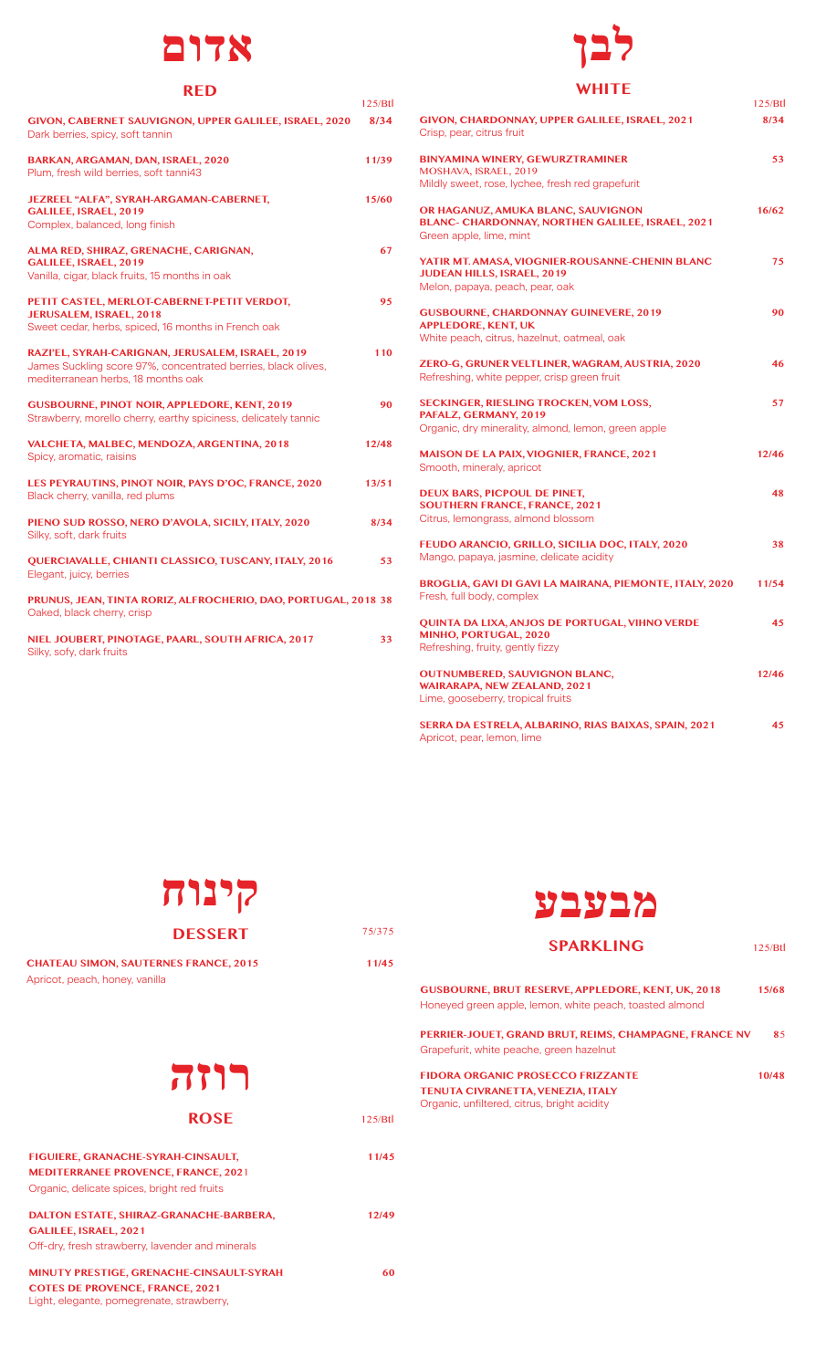# אדום

## RED

125/Btl

**GIVON, CABERNET SAUVIGNON, UPPER GALILEE, ISRAEL, 2020** — **8/34**
Dark berries, spicy, soft tannin

**BARKAN, ARGAMAN, DAN, ISRAEL, 2020** — **11/39**
Plum, fresh wild berries, soft tanni43

**JEZREEL "ALFA", SYRAH-ARGAMAN-CABERNET, GALILEE, ISRAEL, 2019** — **15/60**
Complex, balanced, long finish

**ALMA RED, SHIRAZ, GRENACHE, CARIGNAN, GALILEE, ISRAEL, 2019** — **67**
Vanilla, cigar, black fruits, 15 months in oak

**PETIT CASTEL, MERLOT-CABERNET-PETIT VERDOT, JERUSALEM, ISRAEL, 2018** — **95**
Sweet cedar, herbs, spiced, 16 months in French oak

**RAZI'EL, SYRAH-CARIGNAN, JERUSALEM, ISRAEL, 2019** — **110**
James Suckling score 97%, concentrated berries, black olives, mediterranean herbs, 18 months oak

**GUSBOURNE, PINOT NOIR, APPLEDORE, KENT, 2019** — **90**
Strawberry, morello cherry, earthy spiciness, delicately tannic

**VALCHETA, MALBEC, MENDOZA, ARGENTINA, 2018** — **12/48**
Spicy, aromatic, raisins

**LES PEYRAUTINS, PINOT NOIR, PAYS D'OC, FRANCE, 2020** — **13/51**
Black cherry, vanilla, red plums

**PIENO SUD ROSSO, NERO D'AVOLA, SICILY, ITALY, 2020** — **8/34**
Silky, soft, dark fruits

**QUERCIAVALLE, CHIANTI CLASSICO, TUSCANY, ITALY, 2016** — **53**
Elegant, juicy, berries

**PRUNUS, JEAN, TINTA RORIZ, ALFROCHERIO, DAO, PORTUGAL, 2018** — **38**
Oaked, black cherry, crisp

**NIEL JOUBERT, PINOTAGE, PAARL, SOUTH AFRICA, 2017** — **33**
Silky, sofy, dark fruits

# לבן

## WHITE

125/Btl

**GIVON, CHARDONNAY, UPPER GALILEE, ISRAEL, 2021** — **8/34**
Crisp, pear, citrus fruit

**BINYAMINA WINERY, GEWURZTRAMINER MOSHAVA, ISRAEL, 2019** — **53**
Mildly sweet, rose, lychee, fresh red grapefurit

**OR HAGANUZ, AMUKA BLANC, SAUVIGNON BLANC- CHARDONNAY, NORTHEN GALILEE, ISRAEL, 2021** — **16/62**
Green apple, lime, mint

**YATIR MT. AMASA, VIOGNIER-ROUSANNE-CHENIN BLANC JUDEAN HILLS, ISRAEL, 2019** — **75**
Melon, papaya, peach, pear, oak

**GUSBOURNE, CHARDONNAY GUINEVERE, 2019 APPLEDORE, KENT, UK** — **90**
White peach, citrus, hazelnut, oatmeal, oak

**ZERO-G, GRUNER VELTLINER, WAGRAM, AUSTRIA, 2020** — **46**
Refreshing, white pepper, crisp green fruit

**SECKINGER, RIESLING TROCKEN, VOM LOSS, PAFALZ, GERMANY, 2019** — **57**
Organic, dry minerality, almond, lemon, green apple

**MAISON DE LA PAIX, VIOGNIER, FRANCE, 2021** — **12/46**
Smooth, mineraly, apricot

**DEUX BARS, PICPOUL DE PINET, SOUTHERN FRANCE, FRANCE, 2021** — **48**
Citrus, lemongrass, almond blossom

**FEUDO ARANCIO, GRILLO, SICILIA DOC, ITALY, 2020** — **38**
Mango, papaya, jasmine, delicate acidity

**BROGLIA, GAVI DI GAVI LA MAIRANA, PIEMONTE, ITALY, 2020** — **11/54**
Fresh, full body, complex

**QUINTA DA LIXA, ANJOS DE PORTUGAL, VIHNO VERDE MINHO, PORTUGAL, 2020** — **45**
Refreshing, fruity, gently fizzy

**OUTNUMBERED, SAUVIGNON BLANC, WAIRARAPA, NEW ZEALAND, 2021** — **12/46**
Lime, gooseberry, tropical fruits

**SERRA DA ESTRELA, ALBARINO, RIAS BAIXAS, SPAIN, 2021** — **45**
Apricot, pear, lemon, lime

# קינוח

## DESSERT

75/375

**CHATEAU SIMON, SAUTERNES FRANCE, 2015** — **11/45**
Apricot, peach, honey, vanilla

# רוזה

## ROSE

125/Btl

**FIGUIERE, GRANACHE-SYRAH-CINSAULT, MEDITERRANEE PROVENCE, FRANCE, 2021** — **11/45**
Organic, delicate spices, bright red fruits

**DALTON ESTATE, SHIRAZ-GRANACHE-BARBERA, GALILEE, ISRAEL, 2021** — **12/49**
Off-dry, fresh strawberry, lavender and minerals

**MINUTY PRESTIGE, GRENACHE-CINSAULT-SYRAH COTES DE PROVENCE, FRANCE, 2021** — **60**
Light, elegante, pomegrenate, strawberry,

# מבעבע

## SPARKLING

125/Btl

**GUSBOURNE, BRUT RESERVE, APPLEDORE, KENT, UK, 2018** — **15/68**
Honeyed green apple, lemon, white peach, toasted almond

**PERRIER-JOUET, GRAND BRUT, REIMS, CHAMPAGNE, FRANCE NV** — **85**
Grapefurit, white peache, green hazelnut

**FIDORA ORGANIC PROSECCO FRIZZANTE TENUTA CIVRANETTA, VENEZIA, ITALY** — **10/48**
Organic, unfiltered, citrus, bright acidity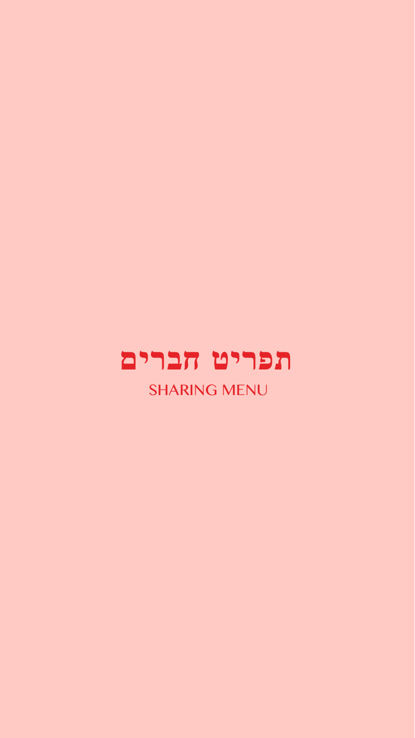# תפריט חברים

SHARING MENU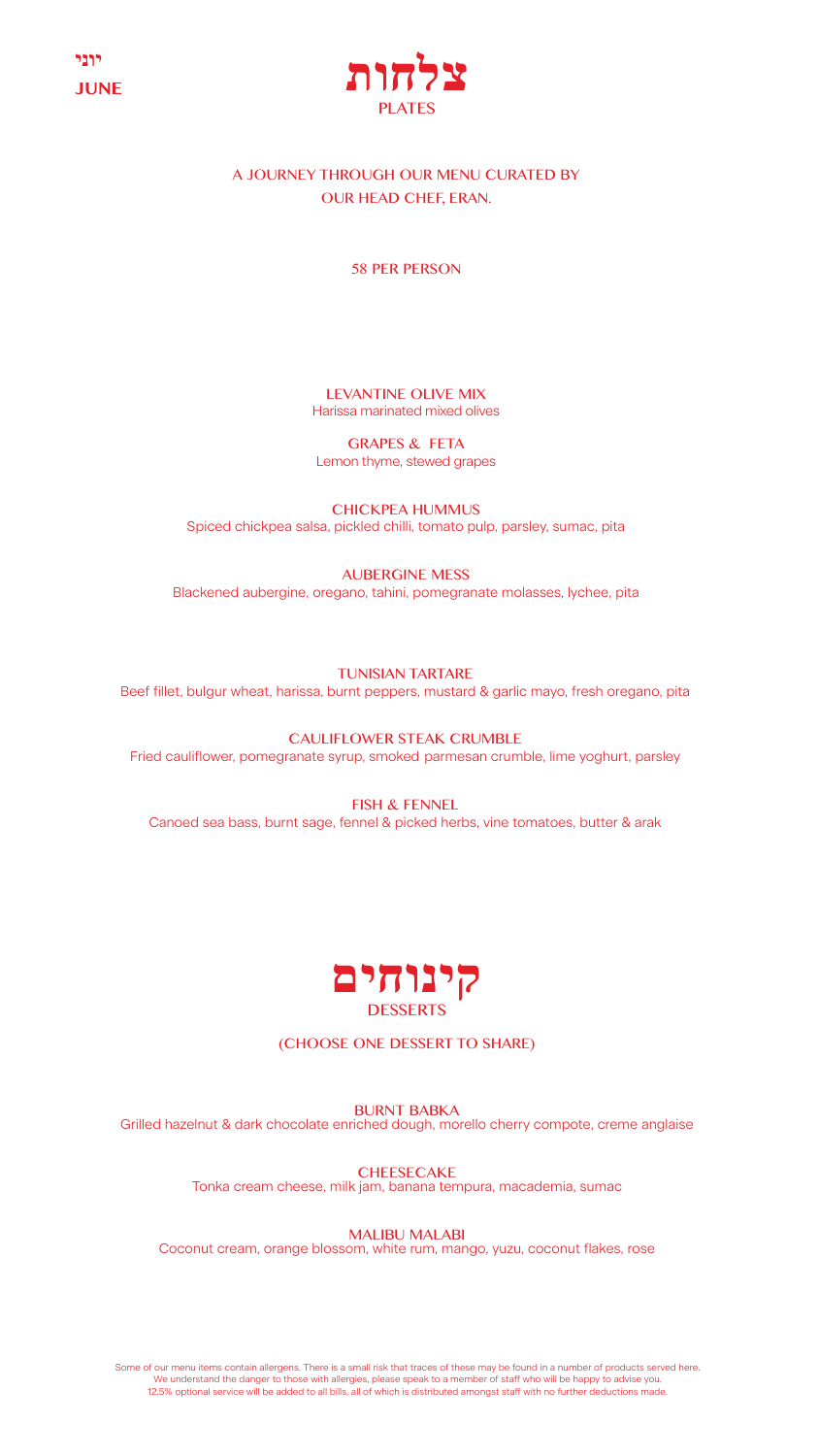יוני
**JUNE**

# צלחות
## PLATES

A JOURNEY THROUGH OUR MENU CURATED BY
OUR HEAD CHEF, ERAN.

58 PER PERSON

**LEVANTINE OLIVE MIX**
Harissa marinated mixed olives

**GRAPES & FETA**
Lemon thyme, stewed grapes

**CHICKPEA HUMMUS**
Spiced chickpea salsa, pickled chilli, tomato pulp, parsley, sumac, pita

**AUBERGINE MESS**
Blackened aubergine, oregano, tahini, pomegranate molasses, lychee, pita

**TUNISIAN TARTARE**
Beef fillet, bulgur wheat, harissa, burnt peppers, mustard & garlic mayo, fresh oregano, pita

**CAULIFLOWER STEAK CRUMBLE**
Fried cauliflower, pomegranate syrup, smoked parmesan crumble, lime yoghurt, parsley

**FISH & FENNEL**
Canoed sea bass, burnt sage, fennel & picked herbs, vine tomatoes, butter & arak

# קינוחים
## DESSERTS

(CHOOSE ONE DESSERT TO SHARE)

**BURNT BABKA**
Grilled hazelnut & dark chocolate enriched dough, morello cherry compote, creme anglaise

**CHEESECAKE**
Tonka cream cheese, milk jam, banana tempura, macademia, sumac

**MALIBU MALABI**
Coconut cream, orange blossom, white rum, mango, yuzu, coconut flakes, rose

Some of our menu items contain allergens. There is a small risk that traces of these may be found in a number of products served here.
We understand the danger to those with allergies, please speak to a member of staff who will be happy to advise you.
12.5% optional service will be added to all bills, all of which is distributed amongst staff with no further deductions made.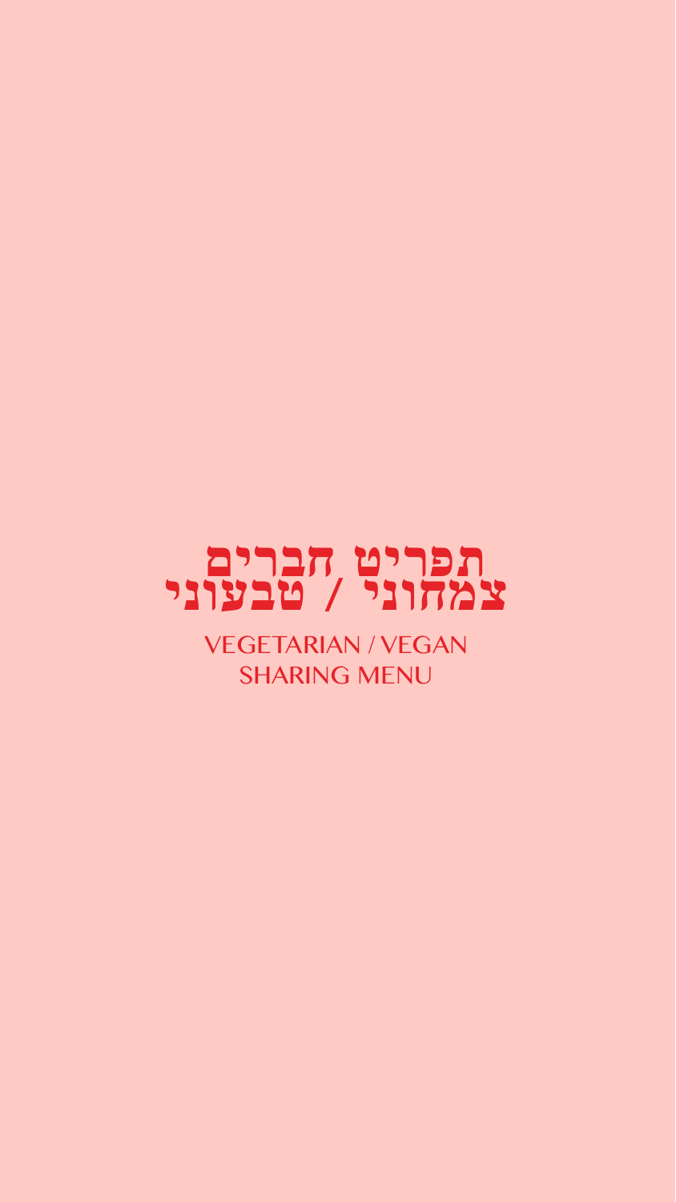# תפריט חברים
# צמחוני / טבעוני

VEGETARIAN / VEGAN
SHARING MENU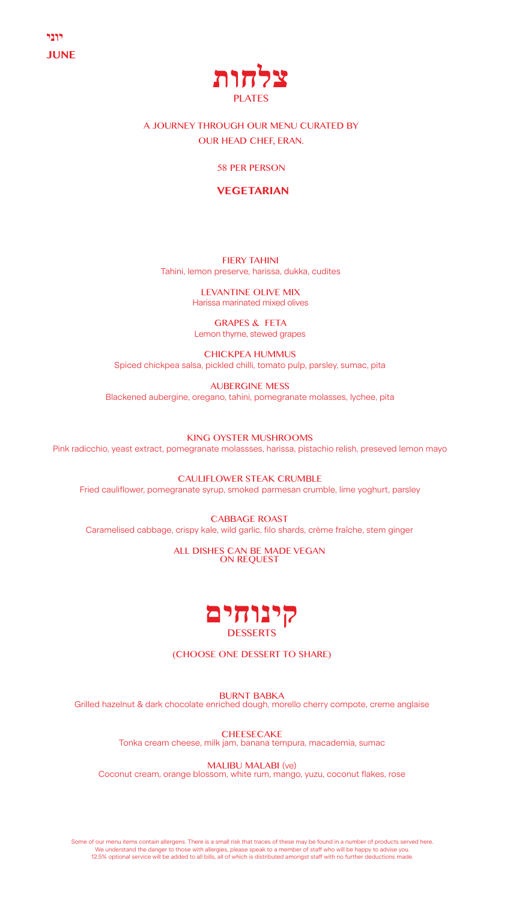יוני
JUNE

# צלחות
## PLATES

A JOURNEY THROUGH OUR MENU CURATED BY
OUR HEAD CHEF, ERAN.

58 PER PERSON

**VEGETARIAN**

FIERY TAHINI
Tahini, lemon preserve, harissa, dukka, cudites

LEVANTINE OLIVE MIX
Harissa marinated mixed olives

GRAPES & FETA
Lemon thyme, stewed grapes

CHICKPEA HUMMUS
Spiced chickpea salsa, pickled chilli, tomato pulp, parsley, sumac, pita

AUBERGINE MESS
Blackened aubergine, oregano, tahini, pomegranate molasses, lychee, pita

KING OYSTER MUSHROOMS
Pink radicchio, yeast extract, pomegranate molassses, harissa, pistachio relish, preseved lemon mayo

CAULIFLOWER STEAK CRUMBLE
Fried cauliflower, pomegranate syrup, smoked parmesan crumble, lime yoghurt, parsley

CABBAGE ROAST
Caramelised cabbage, crispy kale, wild garlic, filo shards, crème fraîche, stem ginger

ALL DISHES CAN BE MADE VEGAN
ON REQUEST

# קינוחים
## DESSERTS

(CHOOSE ONE DESSERT TO SHARE)

BURNT BABKA
Grilled hazelnut & dark chocolate enriched dough, morello cherry compote, creme anglaise

CHEESECAKE
Tonka cream cheese, milk jam, banana tempura, macademia, sumac

MALIBU MALABI (ve)
Coconut cream, orange blossom, white rum, mango, yuzu, coconut flakes, rose

Some of our menu items contain allergens. There is a small risk that traces of these may be found in a number of products served here.
We understand the danger to those with allergies, please speak to a member of staff who will be happy to advise you.
12.5% optional service will be added to all bills, all of which is distributed amongst staff with no further deductions made.